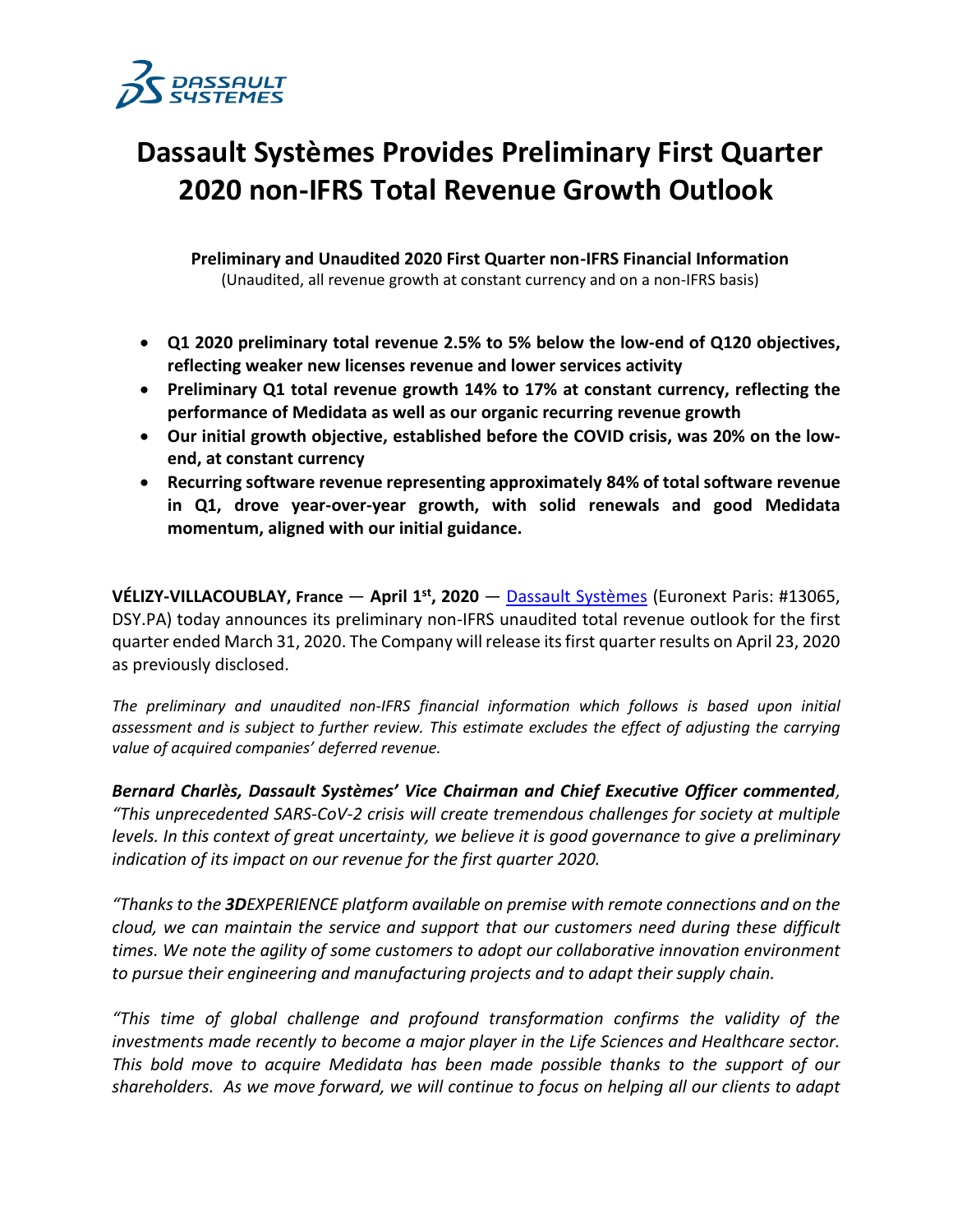# Dassault Systèmes Provides Preliminary First Quarter 2020 non-IFRS Total Revenue Growth Outlook

**Preliminary and Unaudited 2020 First Quarter non-IFRS Financial Information**
(Unaudited, all revenue growth at constant currency and on a non-IFRS basis)

- **Q1 2020 preliminary total revenue 2.5% to 5% below the low-end of Q120 objectives, reflecting weaker new licenses revenue and lower services activity**
- **Preliminary Q1 total revenue growth 14% to 17% at constant currency, reflecting the performance of Medidata as well as our organic recurring revenue growth**
- **Our initial growth objective, established before the COVID crisis, was 20% on the low-end, at constant currency**
- **Recurring software revenue representing approximately 84% of total software revenue in Q1, drove year-over-year growth, with solid renewals and good Medidata momentum, aligned with our initial guidance.**

**VÉLIZY-VILLACOUBLAY, France — April 1st, 2020** — Dassault Systèmes (Euronext Paris: #13065, DSY.PA) today announces its preliminary non-IFRS unaudited total revenue outlook for the first quarter ended March 31, 2020. The Company will release its first quarter results on April 23, 2020 as previously disclosed.

*The preliminary and unaudited non-IFRS financial information which follows is based upon initial assessment and is subject to further review. This estimate excludes the effect of adjusting the carrying value of acquired companies' deferred revenue.*

***Bernard Charlès, Dassault Systèmes' Vice Chairman and Chief Executive Officer commented**, "This unprecedented SARS-CoV-2 crisis will create tremendous challenges for society at multiple levels. In this context of great uncertainty, we believe it is good governance to give a preliminary indication of its impact on our revenue for the first quarter 2020.*

*"Thanks to the **3D**EXPERIENCE platform available on premise with remote connections and on the cloud, we can maintain the service and support that our customers need during these difficult times. We note the agility of some customers to adopt our collaborative innovation environment to pursue their engineering and manufacturing projects and to adapt their supply chain.*

*"This time of global challenge and profound transformation confirms the validity of the investments made recently to become a major player in the Life Sciences and Healthcare sector. This bold move to acquire Medidata has been made possible thanks to the support of our shareholders. As we move forward, we will continue to focus on helping all our clients to adapt*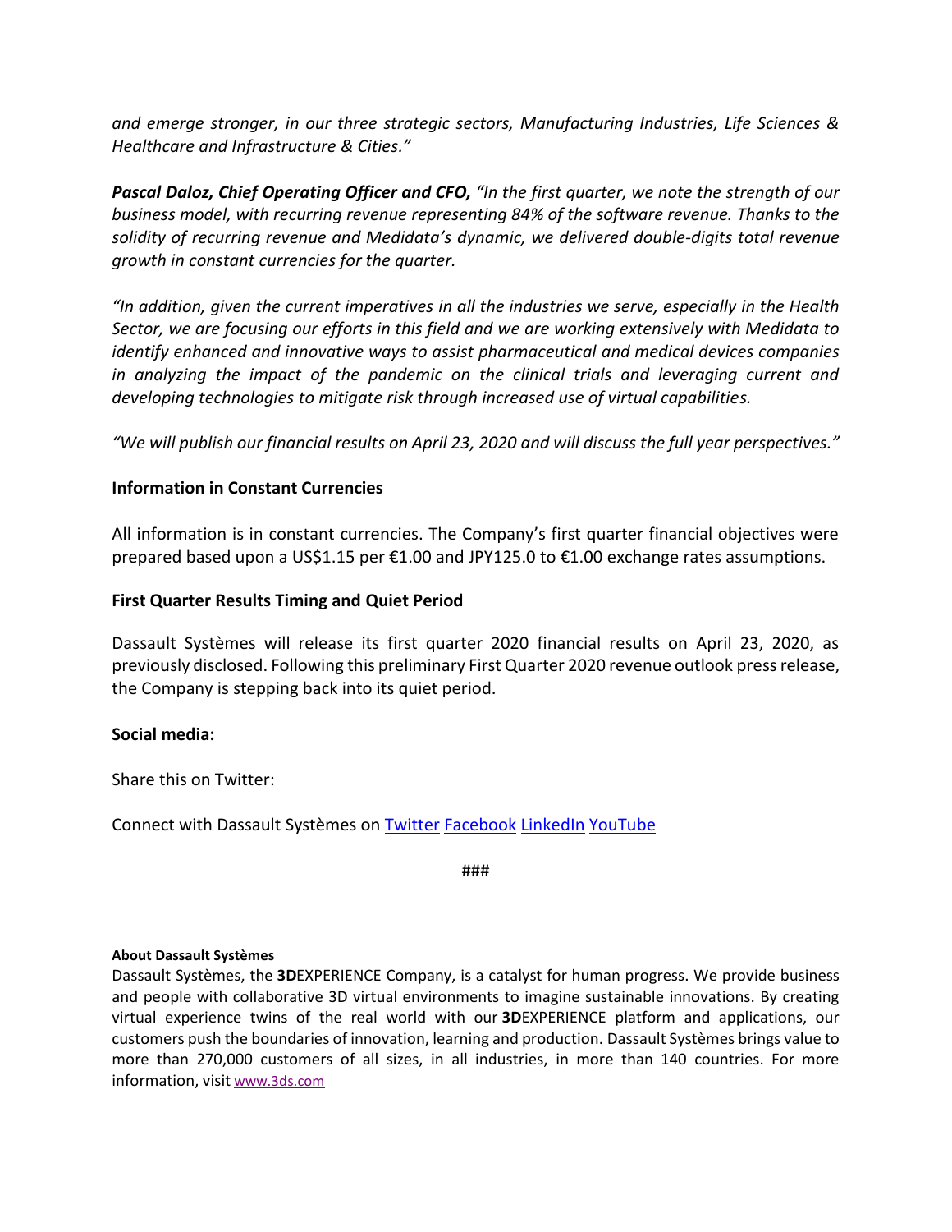*and emerge stronger, in our three strategic sectors, Manufacturing Industries, Life Sciences & Healthcare and Infrastructure & Cities."*

***Pascal Daloz, Chief Operating Officer and CFO,*** *"In the first quarter, we note the strength of our business model, with recurring revenue representing 84% of the software revenue. Thanks to the solidity of recurring revenue and Medidata's dynamic, we delivered double-digits total revenue growth in constant currencies for the quarter.*

*"In addition, given the current imperatives in all the industries we serve, especially in the Health Sector, we are focusing our efforts in this field and we are working extensively with Medidata to identify enhanced and innovative ways to assist pharmaceutical and medical devices companies in analyzing the impact of the pandemic on the clinical trials and leveraging current and developing technologies to mitigate risk through increased use of virtual capabilities.*

*"We will publish our financial results on April 23, 2020 and will discuss the full year perspectives."*

**Information in Constant Currencies**

All information is in constant currencies. The Company's first quarter financial objectives were prepared based upon a US$1.15 per €1.00 and JPY125.0 to €1.00 exchange rates assumptions.

**First Quarter Results Timing and Quiet Period**

Dassault Systèmes will release its first quarter 2020 financial results on April 23, 2020, as previously disclosed. Following this preliminary First Quarter 2020 revenue outlook press release, the Company is stepping back into its quiet period.

**Social media:**

Share this on Twitter:

Connect with Dassault Systèmes on Twitter Facebook LinkedIn YouTube

###

**About Dassault Systèmes**

Dassault Systèmes, the **3D**EXPERIENCE Company, is a catalyst for human progress. We provide business and people with collaborative 3D virtual environments to imagine sustainable innovations. By creating virtual experience twins of the real world with our **3D**EXPERIENCE platform and applications, our customers push the boundaries of innovation, learning and production. Dassault Systèmes brings value to more than 270,000 customers of all sizes, in all industries, in more than 140 countries. For more information, visit www.3ds.com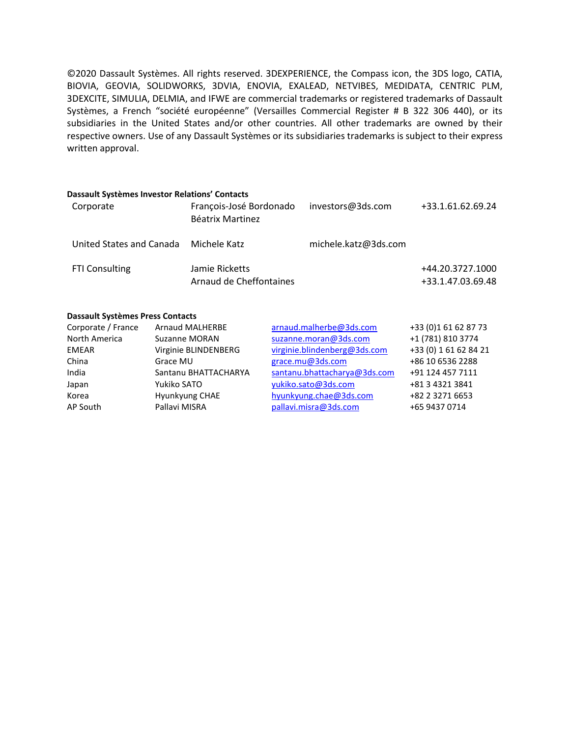©2020 Dassault Systèmes. All rights reserved. 3DEXPERIENCE, the Compass icon, the 3DS logo, CATIA, BIOVIA, GEOVIA, SOLIDWORKS, 3DVIA, ENOVIA, EXALEAD, NETVIBES, MEDIDATA, CENTRIC PLM, 3DEXCITE, SIMULIA, DELMIA, and IFWE are commercial trademarks or registered trademarks of Dassault Systèmes, a French "société européenne" (Versailles Commercial Register # B 322 306 440), or its subsidiaries in the United States and/or other countries. All other trademarks are owned by their respective owners. Use of any Dassault Systèmes or its subsidiaries trademarks is subject to their express written approval.

**Dassault Systèmes Investor Relations' Contacts**

| | | | |
|---|---|---|---|
| Corporate | François-José Bordonado<br>Béatrix Martinez | investors@3ds.com | +33.1.61.62.69.24 |
| United States and Canada | Michele Katz | michele.katz@3ds.com | |
| FTI Consulting | Jamie Ricketts<br>Arnaud de Cheffontaines | | +44.20.3727.1000<br>+33.1.47.03.69.48 |

**Dassault Systèmes Press Contacts**

| | | | |
|---|---|---|---|
| Corporate / France | Arnaud MALHERBE | arnaud.malherbe@3ds.com | +33 (0)1 61 62 87 73 |
| North America | Suzanne MORAN | suzanne.moran@3ds.com | +1 (781) 810 3774 |
| EMEAR | Virginie BLINDENBERG | virginie.blindenberg@3ds.com | +33 (0) 1 61 62 84 21 |
| China | Grace MU | grace.mu@3ds.com | +86 10 6536 2288 |
| India | Santanu BHATTACHARYA | santanu.bhattacharya@3ds.com | +91 124 457 7111 |
| Japan | Yukiko SATO | yukiko.sato@3ds.com | +81 3 4321 3841 |
| Korea | Hyunkyung CHAE | hyunkyung.chae@3ds.com | +82 2 3271 6653 |
| AP South | Pallavi MISRA | pallavi.misra@3ds.com | +65 9437 0714 |